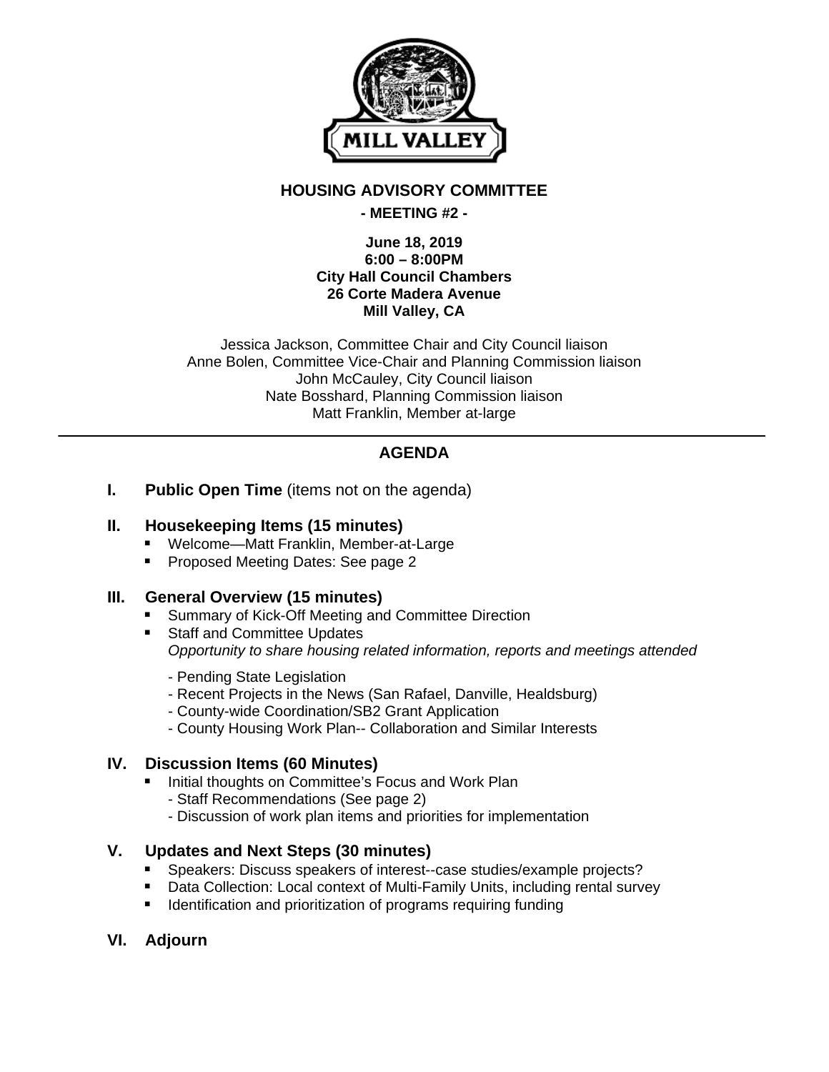# HOUSING ADVISORY COMMITTEE

**- MEETING #2 -**

**June 18, 2019**
**6:00 – 8:00PM**
**City Hall Council Chambers**
**26 Corte Madera Avenue**
**Mill Valley, CA**

Jessica Jackson, Committee Chair and City Council liaison
Anne Bolen, Committee Vice-Chair and Planning Commission liaison
John McCauley, City Council liaison
Nate Bosshard, Planning Commission liaison
Matt Franklin, Member at-large

---

## AGENDA

**I. Public Open Time** (items not on the agenda)

**II. Housekeeping Items (15 minutes)**

- Welcome—Matt Franklin, Member-at-Large
- Proposed Meeting Dates: See page 2

**III. General Overview (15 minutes)**

- Summary of Kick-Off Meeting and Committee Direction
- Staff and Committee Updates
  *Opportunity to share housing related information, reports and meetings attended*

  - Pending State Legislation
  - Recent Projects in the News (San Rafael, Danville, Healdsburg)
  - County-wide Coordination/SB2 Grant Application
  - County Housing Work Plan-- Collaboration and Similar Interests

**IV. Discussion Items (60 Minutes)**

- Initial thoughts on Committee's Focus and Work Plan
  - Staff Recommendations (See page 2)
  - Discussion of work plan items and priorities for implementation

**V. Updates and Next Steps (30 minutes)**

- Speakers: Discuss speakers of interest--case studies/example projects?
- Data Collection: Local context of Multi-Family Units, including rental survey
- Identification and prioritization of programs requiring funding

**VI. Adjourn**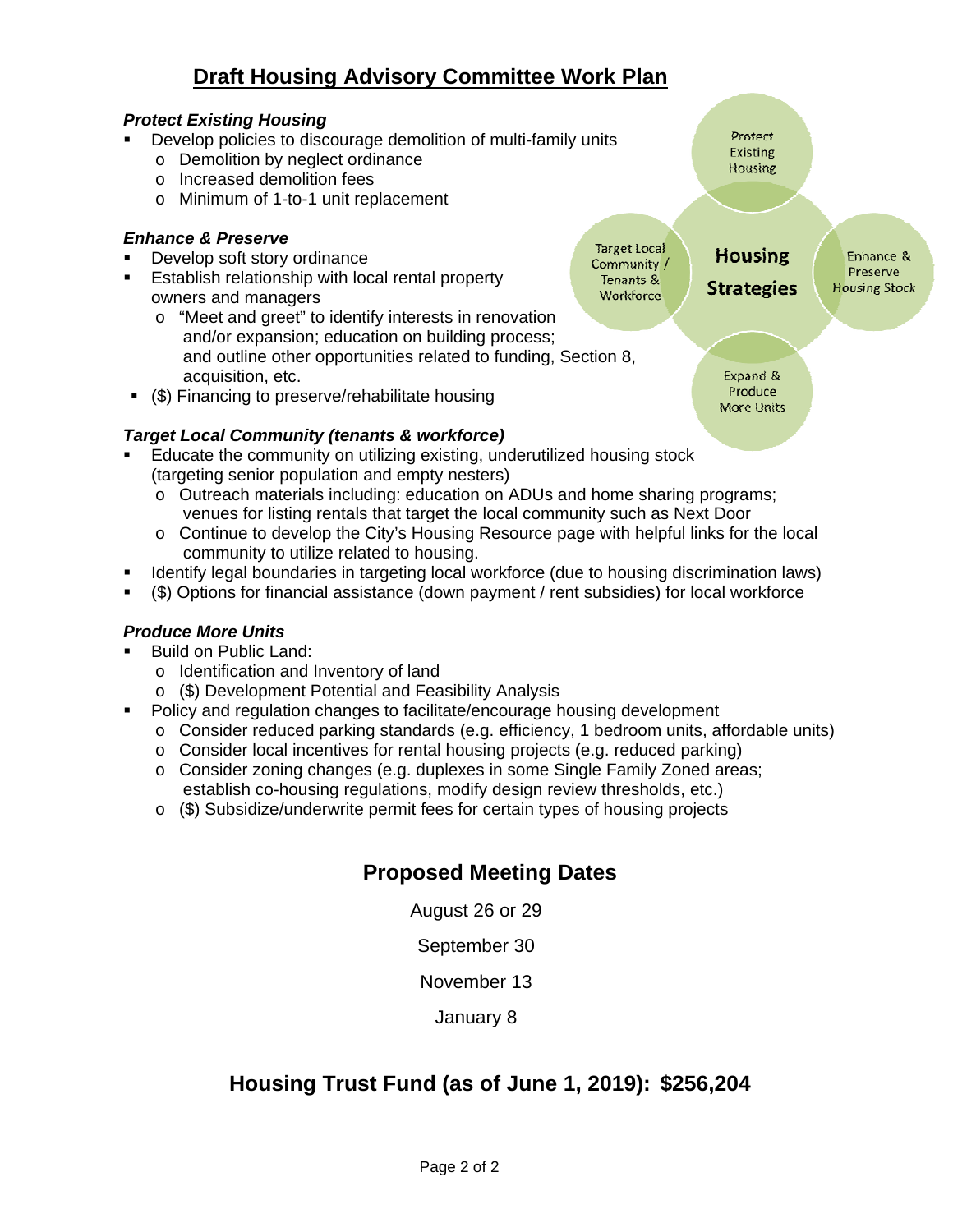# Draft Housing Advisory Committee Work Plan

Protect Existing Housing

Target Local Community / Tenants & Workforce

Housing Strategies

Enhance & Preserve Housing Stock

Expand & Produce More Units

### *Protect Existing Housing*

- Develop policies to discourage demolition of multi-family units
  - Demolition by neglect ordinance
  - Increased demolition fees
  - Minimum of 1-to-1 unit replacement

### *Enhance & Preserve*

- Develop soft story ordinance
- Establish relationship with local rental property owners and managers
  - "Meet and greet" to identify interests in renovation and/or expansion; education on building process; and outline other opportunities related to funding, Section 8, acquisition, etc.
- ($) Financing to preserve/rehabilitate housing

### *Target Local Community (tenants & workforce)*

- Educate the community on utilizing existing, underutilized housing stock (targeting senior population and empty nesters)
  - Outreach materials including: education on ADUs and home sharing programs; venues for listing rentals that target the local community such as Next Door
  - Continue to develop the City's Housing Resource page with helpful links for the local community to utilize related to housing.
- Identify legal boundaries in targeting local workforce (due to housing discrimination laws)
- ($) Options for financial assistance (down payment / rent subsidies) for local workforce

### *Produce More Units*

- Build on Public Land:
  - Identification and Inventory of land
  - ($) Development Potential and Feasibility Analysis
- Policy and regulation changes to facilitate/encourage housing development
  - Consider reduced parking standards (e.g. efficiency, 1 bedroom units, affordable units)
  - Consider local incentives for rental housing projects (e.g. reduced parking)
  - Consider zoning changes (e.g. duplexes in some Single Family Zoned areas; establish co-housing regulations, modify design review thresholds, etc.)
  - ($) Subsidize/underwrite permit fees for certain types of housing projects

## Proposed Meeting Dates

August 26 or 29

September 30

November 13

January 8

## Housing Trust Fund (as of June 1, 2019): $256,204